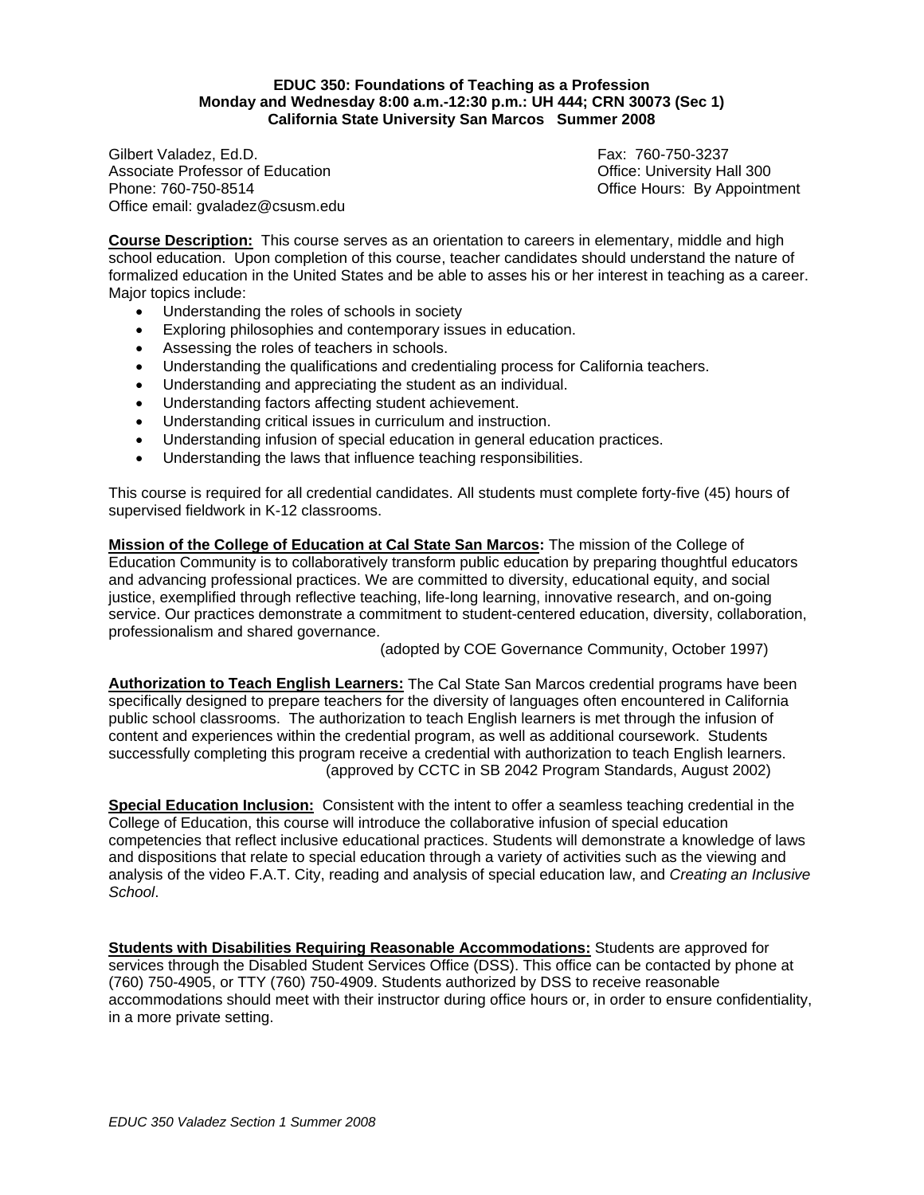**EDUC 350: Foundations of Teaching as a Profession**
**Monday and Wednesday 8:00 a.m.-12:30 p.m.: UH 444; CRN 30073 (Sec 1)**
**California State University San Marcos Summer 2008**

Gilbert Valadez, Ed.D.
Associate Professor of Education
Phone: 760-750-8514
Office email: gvaladez@csusm.edu

Fax: 760-750-3237
Office: University Hall 300
Office Hours: By Appointment

**Course Description:** This course serves as an orientation to careers in elementary, middle and high school education. Upon completion of this course, teacher candidates should understand the nature of formalized education in the United States and be able to asses his or her interest in teaching as a career. Major topics include:

- Understanding the roles of schools in society
- Exploring philosophies and contemporary issues in education.
- Assessing the roles of teachers in schools.
- Understanding the qualifications and credentialing process for California teachers.
- Understanding and appreciating the student as an individual.
- Understanding factors affecting student achievement.
- Understanding critical issues in curriculum and instruction.
- Understanding infusion of special education in general education practices.
- Understanding the laws that influence teaching responsibilities.

This course is required for all credential candidates. All students must complete forty-five (45) hours of supervised fieldwork in K-12 classrooms.

**Mission of the College of Education at Cal State San Marcos:** The mission of the College of Education Community is to collaboratively transform public education by preparing thoughtful educators and advancing professional practices. We are committed to diversity, educational equity, and social justice, exemplified through reflective teaching, life-long learning, innovative research, and on-going service. Our practices demonstrate a commitment to student-centered education, diversity, collaboration, professionalism and shared governance.

(adopted by COE Governance Community, October 1997)

**Authorization to Teach English Learners:** The Cal State San Marcos credential programs have been specifically designed to prepare teachers for the diversity of languages often encountered in California public school classrooms. The authorization to teach English learners is met through the infusion of content and experiences within the credential program, as well as additional coursework. Students successfully completing this program receive a credential with authorization to teach English learners.

(approved by CCTC in SB 2042 Program Standards, August 2002)

**Special Education Inclusion:** Consistent with the intent to offer a seamless teaching credential in the College of Education, this course will introduce the collaborative infusion of special education competencies that reflect inclusive educational practices. Students will demonstrate a knowledge of laws and dispositions that relate to special education through a variety of activities such as the viewing and analysis of the video F.A.T. City, reading and analysis of special education law, and *Creating an Inclusive School*.

**Students with Disabilities Requiring Reasonable Accommodations:** Students are approved for services through the Disabled Student Services Office (DSS). This office can be contacted by phone at (760) 750-4905, or TTY (760) 750-4909. Students authorized by DSS to receive reasonable accommodations should meet with their instructor during office hours or, in order to ensure confidentiality, in a more private setting.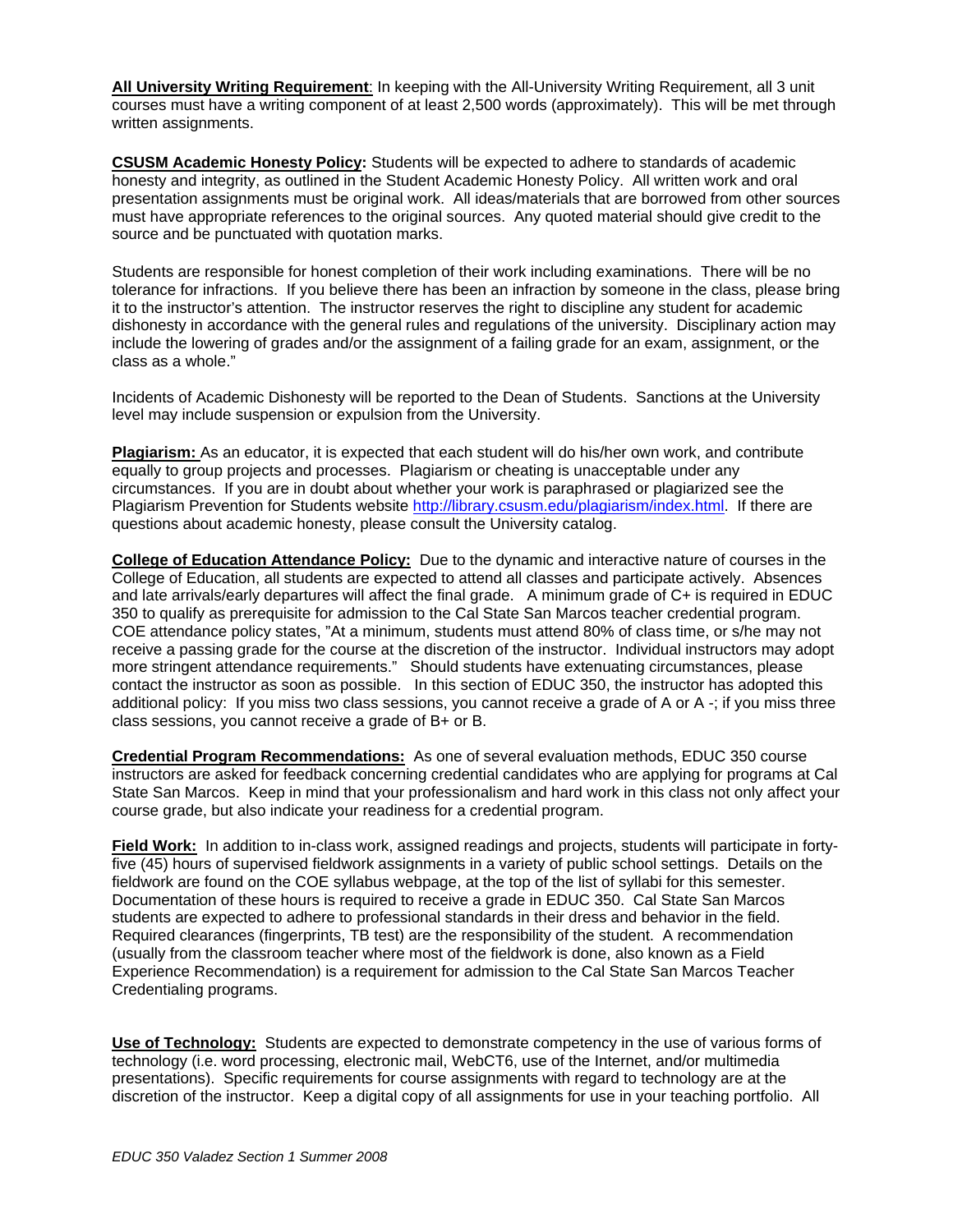**All University Writing Requirement**: In keeping with the All-University Writing Requirement, all 3 unit courses must have a writing component of at least 2,500 words (approximately). This will be met through written assignments.

**CSUSM Academic Honesty Policy:** Students will be expected to adhere to standards of academic honesty and integrity, as outlined in the Student Academic Honesty Policy. All written work and oral presentation assignments must be original work. All ideas/materials that are borrowed from other sources must have appropriate references to the original sources. Any quoted material should give credit to the source and be punctuated with quotation marks.

Students are responsible for honest completion of their work including examinations. There will be no tolerance for infractions. If you believe there has been an infraction by someone in the class, please bring it to the instructor's attention. The instructor reserves the right to discipline any student for academic dishonesty in accordance with the general rules and regulations of the university. Disciplinary action may include the lowering of grades and/or the assignment of a failing grade for an exam, assignment, or the class as a whole."

Incidents of Academic Dishonesty will be reported to the Dean of Students. Sanctions at the University level may include suspension or expulsion from the University.

**Plagiarism:** As an educator, it is expected that each student will do his/her own work, and contribute equally to group projects and processes. Plagiarism or cheating is unacceptable under any circumstances. If you are in doubt about whether your work is paraphrased or plagiarized see the Plagiarism Prevention for Students website http://library.csusm.edu/plagiarism/index.html. If there are questions about academic honesty, please consult the University catalog.

**College of Education Attendance Policy:** Due to the dynamic and interactive nature of courses in the College of Education, all students are expected to attend all classes and participate actively. Absences and late arrivals/early departures will affect the final grade. A minimum grade of C+ is required in EDUC 350 to qualify as prerequisite for admission to the Cal State San Marcos teacher credential program. COE attendance policy states, "At a minimum, students must attend 80% of class time, or s/he may not receive a passing grade for the course at the discretion of the instructor. Individual instructors may adopt more stringent attendance requirements." Should students have extenuating circumstances, please contact the instructor as soon as possible. In this section of EDUC 350, the instructor has adopted this additional policy: If you miss two class sessions, you cannot receive a grade of A or A -; if you miss three class sessions, you cannot receive a grade of B+ or B.

**Credential Program Recommendations:** As one of several evaluation methods, EDUC 350 course instructors are asked for feedback concerning credential candidates who are applying for programs at Cal State San Marcos. Keep in mind that your professionalism and hard work in this class not only affect your course grade, but also indicate your readiness for a credential program.

**Field Work:** In addition to in-class work, assigned readings and projects, students will participate in forty-five (45) hours of supervised fieldwork assignments in a variety of public school settings. Details on the fieldwork are found on the COE syllabus webpage, at the top of the list of syllabi for this semester. Documentation of these hours is required to receive a grade in EDUC 350. Cal State San Marcos students are expected to adhere to professional standards in their dress and behavior in the field. Required clearances (fingerprints, TB test) are the responsibility of the student. A recommendation (usually from the classroom teacher where most of the fieldwork is done, also known as a Field Experience Recommendation) is a requirement for admission to the Cal State San Marcos Teacher Credentialing programs.

**Use of Technology:** Students are expected to demonstrate competency in the use of various forms of technology (i.e. word processing, electronic mail, WebCT6, use of the Internet, and/or multimedia presentations). Specific requirements for course assignments with regard to technology are at the discretion of the instructor. Keep a digital copy of all assignments for use in your teaching portfolio. All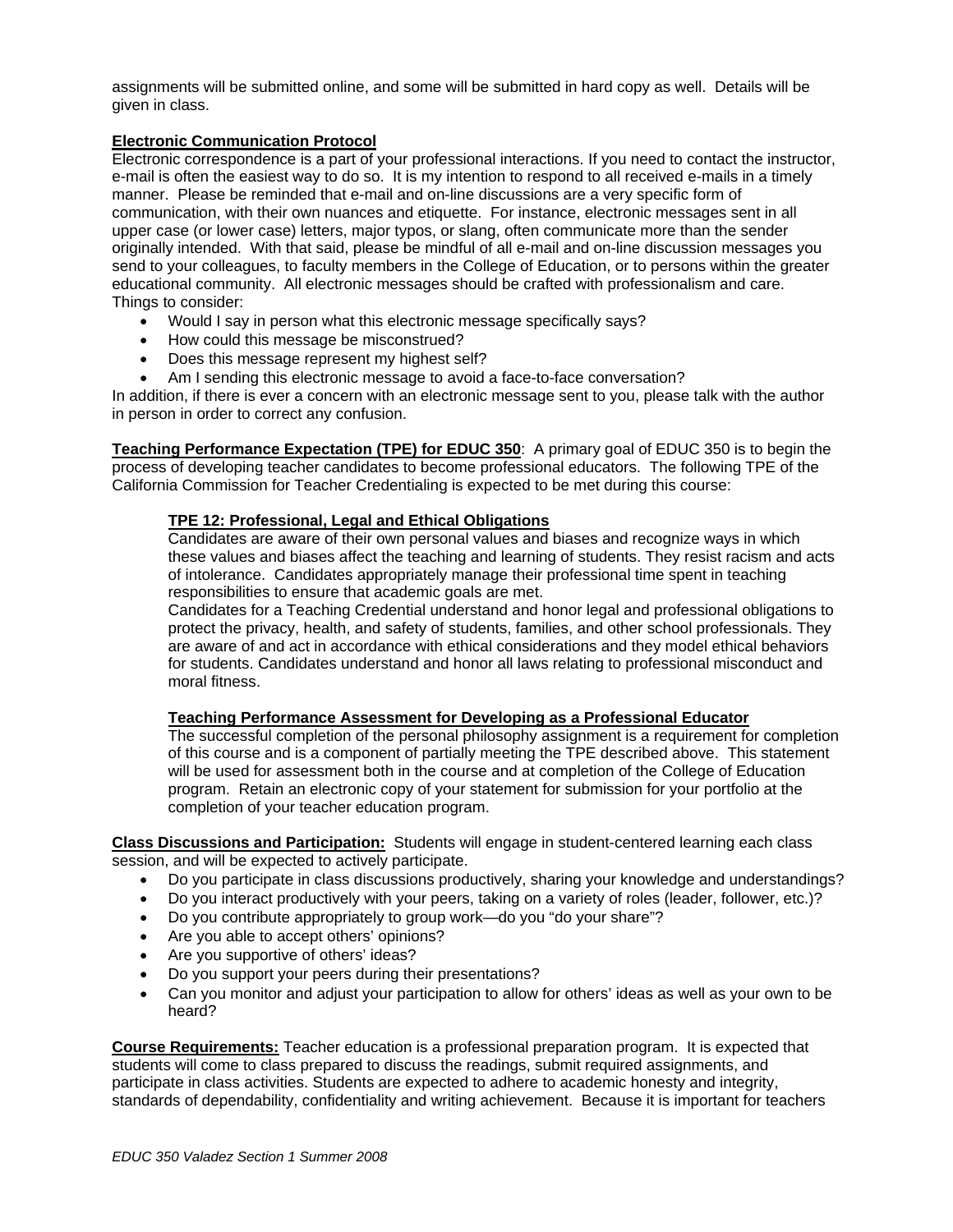assignments will be submitted online, and some will be submitted in hard copy as well. Details will be given in class.

**Electronic Communication Protocol**

Electronic correspondence is a part of your professional interactions. If you need to contact the instructor, e-mail is often the easiest way to do so. It is my intention to respond to all received e-mails in a timely manner. Please be reminded that e-mail and on-line discussions are a very specific form of communication, with their own nuances and etiquette. For instance, electronic messages sent in all upper case (or lower case) letters, major typos, or slang, often communicate more than the sender originally intended. With that said, please be mindful of all e-mail and on-line discussion messages you send to your colleagues, to faculty members in the College of Education, or to persons within the greater educational community. All electronic messages should be crafted with professionalism and care. Things to consider:

- Would I say in person what this electronic message specifically says?
- How could this message be misconstrued?
- Does this message represent my highest self?
- Am I sending this electronic message to avoid a face-to-face conversation?

In addition, if there is ever a concern with an electronic message sent to you, please talk with the author in person in order to correct any confusion.

**Teaching Performance Expectation (TPE) for EDUC 350**: A primary goal of EDUC 350 is to begin the process of developing teacher candidates to become professional educators. The following TPE of the California Commission for Teacher Credentialing is expected to be met during this course:

**TPE 12: Professional, Legal and Ethical Obligations**

Candidates are aware of their own personal values and biases and recognize ways in which these values and biases affect the teaching and learning of students. They resist racism and acts of intolerance. Candidates appropriately manage their professional time spent in teaching responsibilities to ensure that academic goals are met.

Candidates for a Teaching Credential understand and honor legal and professional obligations to protect the privacy, health, and safety of students, families, and other school professionals. They are aware of and act in accordance with ethical considerations and they model ethical behaviors for students. Candidates understand and honor all laws relating to professional misconduct and moral fitness.

**Teaching Performance Assessment for Developing as a Professional Educator**

The successful completion of the personal philosophy assignment is a requirement for completion of this course and is a component of partially meeting the TPE described above. This statement will be used for assessment both in the course and at completion of the College of Education program. Retain an electronic copy of your statement for submission for your portfolio at the completion of your teacher education program.

**Class Discussions and Participation:** Students will engage in student-centered learning each class session, and will be expected to actively participate.

- Do you participate in class discussions productively, sharing your knowledge and understandings?
- Do you interact productively with your peers, taking on a variety of roles (leader, follower, etc.)?
- Do you contribute appropriately to group work—do you "do your share"?
- Are you able to accept others' opinions?
- Are you supportive of others' ideas?
- Do you support your peers during their presentations?
- Can you monitor and adjust your participation to allow for others' ideas as well as your own to be heard?

**Course Requirements:** Teacher education is a professional preparation program. It is expected that students will come to class prepared to discuss the readings, submit required assignments, and participate in class activities. Students are expected to adhere to academic honesty and integrity, standards of dependability, confidentiality and writing achievement. Because it is important for teachers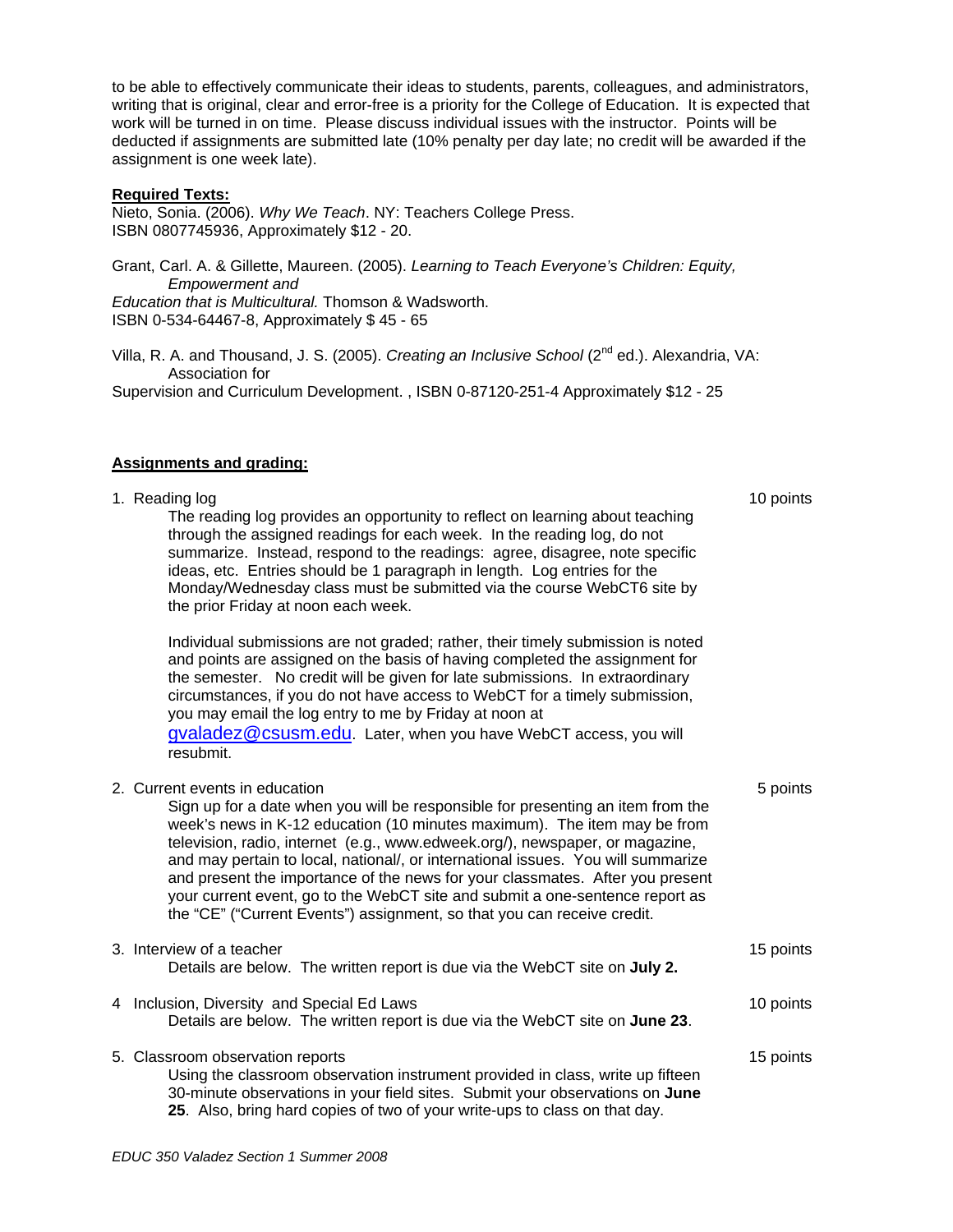to be able to effectively communicate their ideas to students, parents, colleagues, and administrators, writing that is original, clear and error-free is a priority for the College of Education. It is expected that work will be turned in on time. Please discuss individual issues with the instructor. Points will be deducted if assignments are submitted late (10% penalty per day late; no credit will be awarded if the assignment is one week late).

**Required Texts:**

Nieto, Sonia. (2006). *Why We Teach*. NY: Teachers College Press.
ISBN 0807745936, Approximately $12 - 20.

Grant, Carl. A. & Gillette, Maureen. (2005). *Learning to Teach Everyone's Children: Equity, Empowerment and Education that is Multicultural.* Thomson & Wadsworth.
ISBN 0-534-64467-8, Approximately $ 45 - 65

Villa, R. A. and Thousand, J. S. (2005). *Creating an Inclusive School* (2nd ed.). Alexandria, VA: Association for Supervision and Curriculum Development. , ISBN 0-87120-251-4 Approximately $12 - 25

**Assignments and grading:**

1. Reading log — 10 points

   The reading log provides an opportunity to reflect on learning about teaching through the assigned readings for each week. In the reading log, do not summarize. Instead, respond to the readings: agree, disagree, note specific ideas, etc. Entries should be 1 paragraph in length. Log entries for the Monday/Wednesday class must be submitted via the course WebCT6 site by the prior Friday at noon each week.

   Individual submissions are not graded; rather, their timely submission is noted and points are assigned on the basis of having completed the assignment for the semester. No credit will be given for late submissions. In extraordinary circumstances, if you do not have access to WebCT for a timely submission, you may email the log entry to me by Friday at noon at gvaladez@csusm.edu. Later, when you have WebCT access, you will resubmit.

2. Current events in education — 5 points

   Sign up for a date when you will be responsible for presenting an item from the week's news in K-12 education (10 minutes maximum). The item may be from television, radio, internet (e.g., www.edweek.org/), newspaper, or magazine, and may pertain to local, national/, or international issues. You will summarize and present the importance of the news for your classmates. After you present your current event, go to the WebCT site and submit a one-sentence report as the "CE" ("Current Events") assignment, so that you can receive credit.

3. Interview of a teacher — 15 points

   Details are below. The written report is due via the WebCT site on **July 2.**

4. Inclusion, Diversity and Special Ed Laws — 10 points

   Details are below. The written report is due via the WebCT site on **June 23**.

5. Classroom observation reports — 15 points

   Using the classroom observation instrument provided in class, write up fifteen 30-minute observations in your field sites. Submit your observations on **June 25**. Also, bring hard copies of two of your write-ups to class on that day.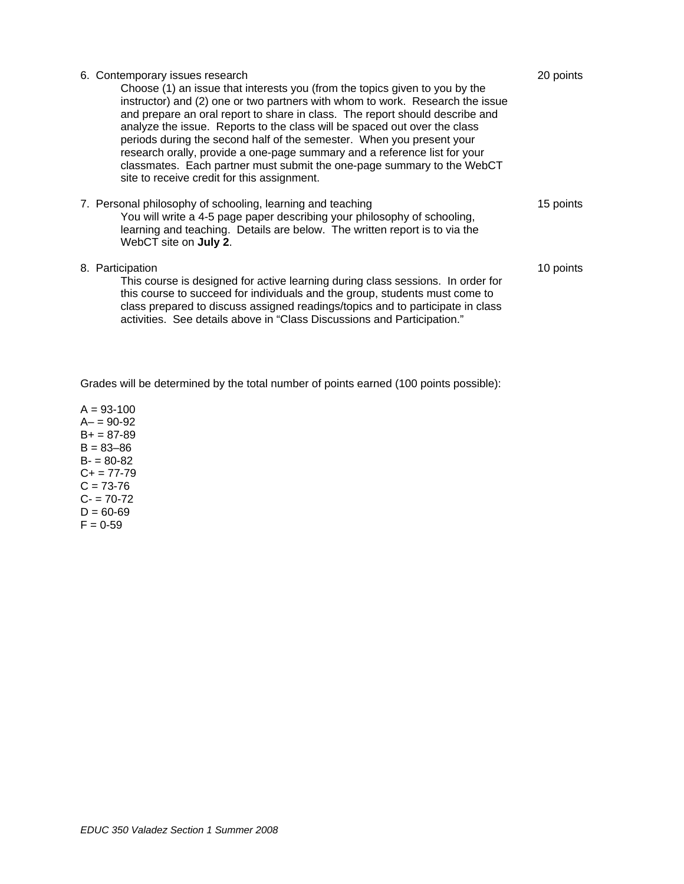6. Contemporary issues research — 20 points

   Choose (1) an issue that interests you (from the topics given to you by the instructor) and (2) one or two partners with whom to work. Research the issue and prepare an oral report to share in class. The report should describe and analyze the issue. Reports to the class will be spaced out over the class periods during the second half of the semester. When you present your research orally, provide a one-page summary and a reference list for your classmates. Each partner must submit the one-page summary to the WebCT site to receive credit for this assignment.

7. Personal philosophy of schooling, learning and teaching — 15 points

   You will write a 4-5 page paper describing your philosophy of schooling, learning and teaching. Details are below. The written report is to via the WebCT site on **July 2**.

8. Participation — 10 points

   This course is designed for active learning during class sessions. In order for this course to succeed for individuals and the group, students must come to class prepared to discuss assigned readings/topics and to participate in class activities. See details above in "Class Discussions and Participation."

Grades will be determined by the total number of points earned (100 points possible):

A = 93-100
A– = 90-92
B+ = 87-89
B = 83–86
B- = 80-82
C+ = 77-79
C = 73-76
C- = 70-72
D = 60-69
F = 0-59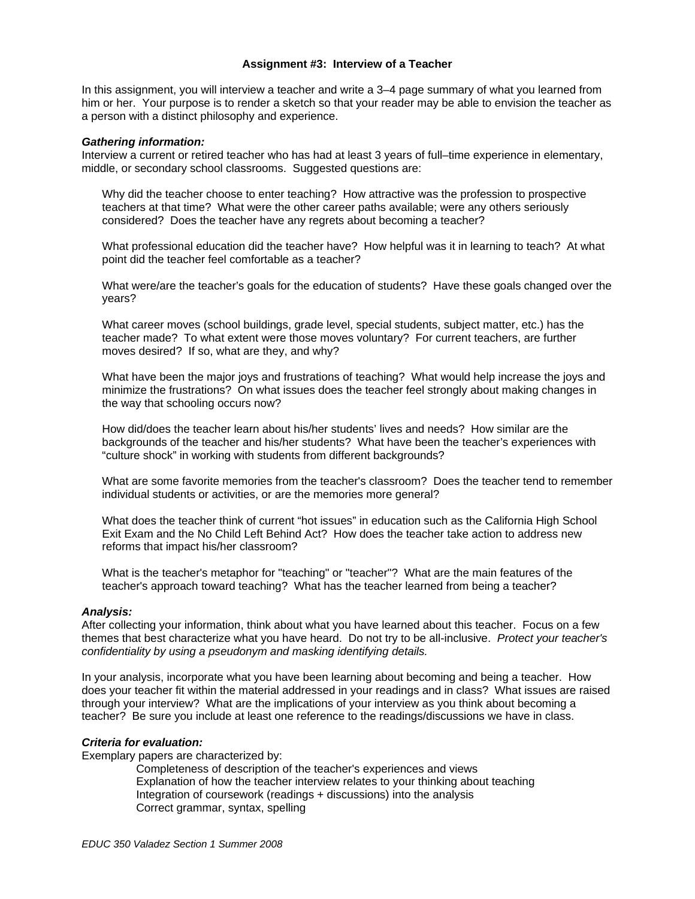### Assignment #3: Interview of a Teacher

In this assignment, you will interview a teacher and write a 3–4 page summary of what you learned from him or her. Your purpose is to render a sketch so that your reader may be able to envision the teacher as a person with a distinct philosophy and experience.

***Gathering information:***

Interview a current or retired teacher who has had at least 3 years of full–time experience in elementary, middle, or secondary school classrooms. Suggested questions are:

Why did the teacher choose to enter teaching? How attractive was the profession to prospective teachers at that time? What were the other career paths available; were any others seriously considered? Does the teacher have any regrets about becoming a teacher?

What professional education did the teacher have? How helpful was it in learning to teach? At what point did the teacher feel comfortable as a teacher?

What were/are the teacher's goals for the education of students? Have these goals changed over the years?

What career moves (school buildings, grade level, special students, subject matter, etc.) has the teacher made? To what extent were those moves voluntary? For current teachers, are further moves desired? If so, what are they, and why?

What have been the major joys and frustrations of teaching? What would help increase the joys and minimize the frustrations? On what issues does the teacher feel strongly about making changes in the way that schooling occurs now?

How did/does the teacher learn about his/her students' lives and needs? How similar are the backgrounds of the teacher and his/her students? What have been the teacher's experiences with "culture shock" in working with students from different backgrounds?

What are some favorite memories from the teacher's classroom? Does the teacher tend to remember individual students or activities, or are the memories more general?

What does the teacher think of current "hot issues" in education such as the California High School Exit Exam and the No Child Left Behind Act? How does the teacher take action to address new reforms that impact his/her classroom?

What is the teacher's metaphor for "teaching" or "teacher"? What are the main features of the teacher's approach toward teaching? What has the teacher learned from being a teacher?

***Analysis:***

After collecting your information, think about what you have learned about this teacher. Focus on a few themes that best characterize what you have heard. Do not try to be all-inclusive. *Protect your teacher's confidentiality by using a pseudonym and masking identifying details.*

In your analysis, incorporate what you have been learning about becoming and being a teacher. How does your teacher fit within the material addressed in your readings and in class? What issues are raised through your interview? What are the implications of your interview as you think about becoming a teacher? Be sure you include at least one reference to the readings/discussions we have in class.

***Criteria for evaluation:***

Exemplary papers are characterized by:

Completeness of description of the teacher's experiences and views
Explanation of how the teacher interview relates to your thinking about teaching
Integration of coursework (readings + discussions) into the analysis
Correct grammar, syntax, spelling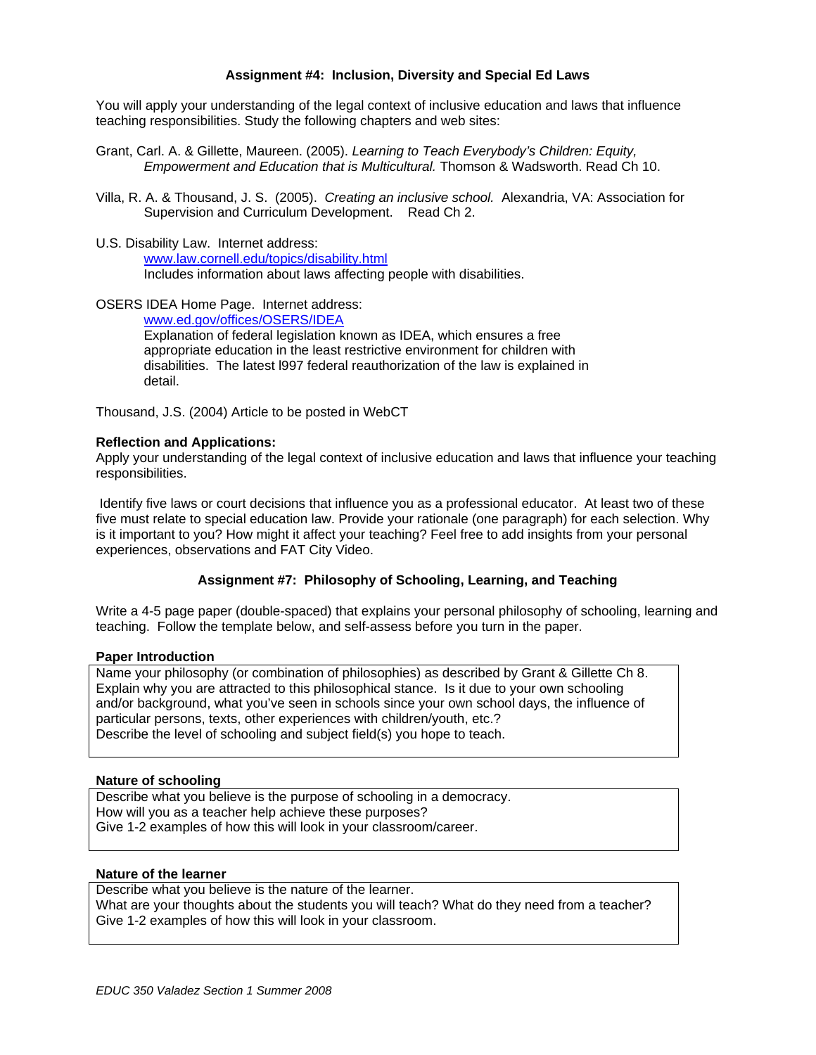### Assignment #4: Inclusion, Diversity and Special Ed Laws

You will apply your understanding of the legal context of inclusive education and laws that influence teaching responsibilities. Study the following chapters and web sites:

Grant, Carl. A. & Gillette, Maureen. (2005). *Learning to Teach Everybody's Children: Equity, Empowerment and Education that is Multicultural.* Thomson & Wadsworth. Read Ch 10.

Villa, R. A. & Thousand, J. S. (2005). *Creating an inclusive school.* Alexandria, VA: Association for Supervision and Curriculum Development. Read Ch 2.

U.S. Disability Law. Internet address:
www.law.cornell.edu/topics/disability.html
Includes information about laws affecting people with disabilities.

OSERS IDEA Home Page. Internet address:
www.ed.gov/offices/OSERS/IDEA
Explanation of federal legislation known as IDEA, which ensures a free appropriate education in the least restrictive environment for children with disabilities. The latest l997 federal reauthorization of the law is explained in detail.

Thousand, J.S. (2004) Article to be posted in WebCT

**Reflection and Applications:**
Apply your understanding of the legal context of inclusive education and laws that influence your teaching responsibilities.

Identify five laws or court decisions that influence you as a professional educator. At least two of these five must relate to special education law. Provide your rationale (one paragraph) for each selection. Why is it important to you? How might it affect your teaching? Feel free to add insights from your personal experiences, observations and FAT City Video.

### Assignment #7: Philosophy of Schooling, Learning, and Teaching

Write a 4-5 page paper (double-spaced) that explains your personal philosophy of schooling, learning and teaching. Follow the template below, and self-assess before you turn in the paper.

**Paper Introduction**

Name your philosophy (or combination of philosophies) as described by Grant & Gillette Ch 8. Explain why you are attracted to this philosophical stance. Is it due to your own schooling and/or background, what you've seen in schools since your own school days, the influence of particular persons, texts, other experiences with children/youth, etc.?
Describe the level of schooling and subject field(s) you hope to teach.

**Nature of schooling**

Describe what you believe is the purpose of schooling in a democracy.
How will you as a teacher help achieve these purposes?
Give 1-2 examples of how this will look in your classroom/career.

**Nature of the learner**

Describe what you believe is the nature of the learner.
What are your thoughts about the students you will teach? What do they need from a teacher?
Give 1-2 examples of how this will look in your classroom.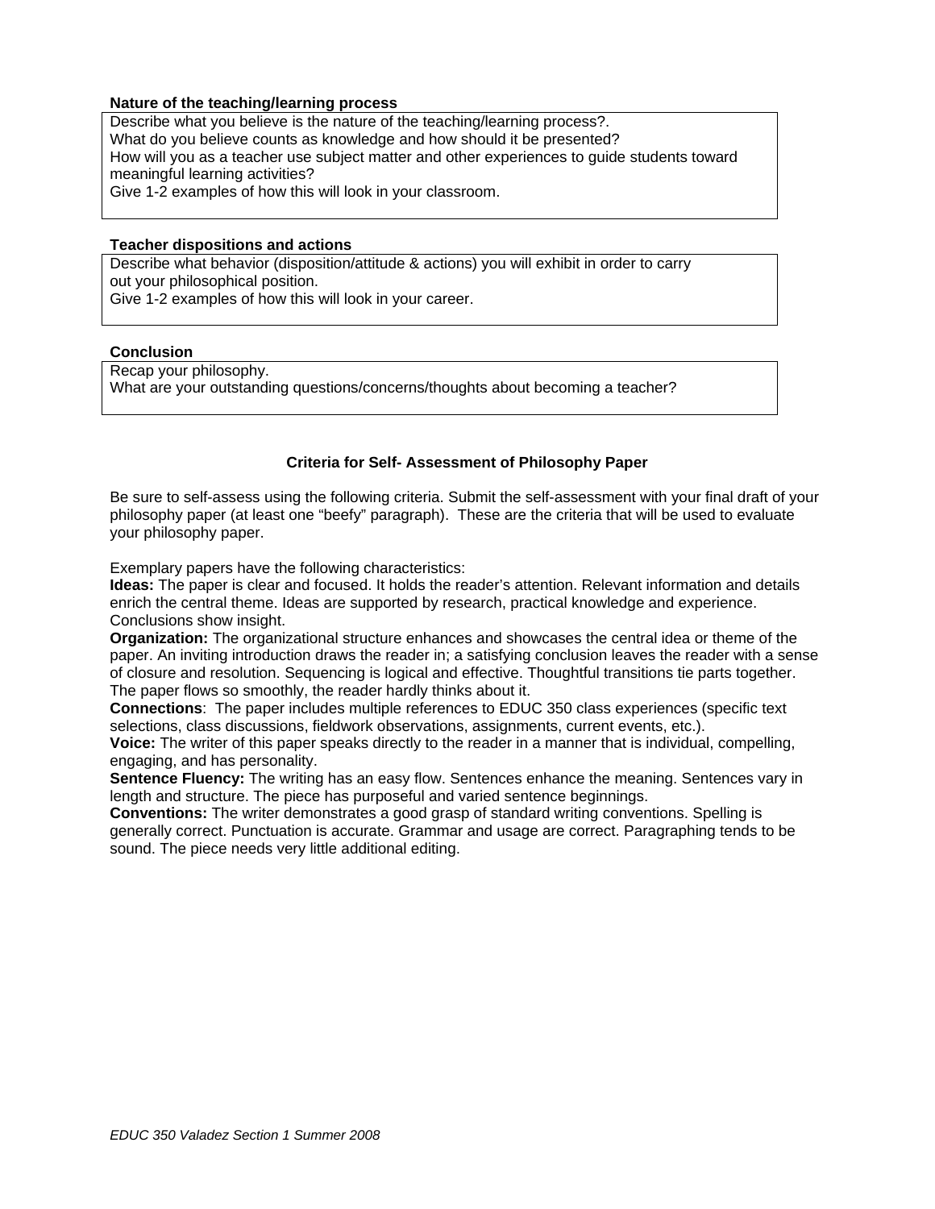**Nature of the teaching/learning process**

Describe what you believe is the nature of the teaching/learning process?.
What do you believe counts as knowledge and how should it be presented?
How will you as a teacher use subject matter and other experiences to guide students toward meaningful learning activities?
Give 1-2 examples of how this will look in your classroom.

**Teacher dispositions and actions**

Describe what behavior (disposition/attitude & actions) you will exhibit in order to carry out your philosophical position.
Give 1-2 examples of how this will look in your career.

**Conclusion**

Recap your philosophy.
What are your outstanding questions/concerns/thoughts about becoming a teacher?

### Criteria for Self- Assessment of Philosophy Paper

Be sure to self-assess using the following criteria. Submit the self-assessment with your final draft of your philosophy paper (at least one "beefy" paragraph). These are the criteria that will be used to evaluate your philosophy paper.

Exemplary papers have the following characteristics:

**Ideas:** The paper is clear and focused. It holds the reader's attention. Relevant information and details enrich the central theme. Ideas are supported by research, practical knowledge and experience. Conclusions show insight.

**Organization:** The organizational structure enhances and showcases the central idea or theme of the paper. An inviting introduction draws the reader in; a satisfying conclusion leaves the reader with a sense of closure and resolution. Sequencing is logical and effective. Thoughtful transitions tie parts together. The paper flows so smoothly, the reader hardly thinks about it.

**Connections**: The paper includes multiple references to EDUC 350 class experiences (specific text selections, class discussions, fieldwork observations, assignments, current events, etc.).

**Voice:** The writer of this paper speaks directly to the reader in a manner that is individual, compelling, engaging, and has personality.

**Sentence Fluency:** The writing has an easy flow. Sentences enhance the meaning. Sentences vary in length and structure. The piece has purposeful and varied sentence beginnings.

**Conventions:** The writer demonstrates a good grasp of standard writing conventions. Spelling is generally correct. Punctuation is accurate. Grammar and usage are correct. Paragraphing tends to be sound. The piece needs very little additional editing.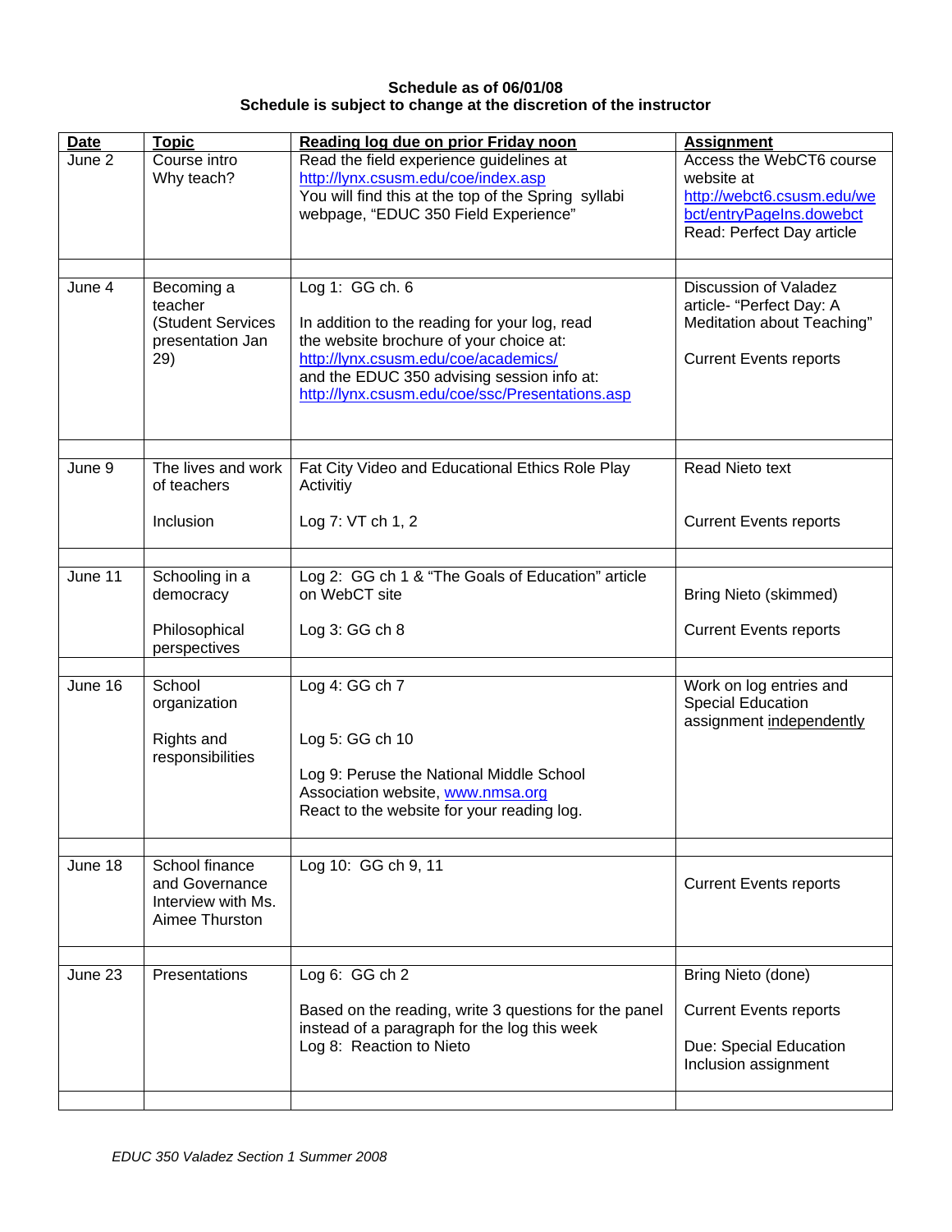**Schedule as of 06/01/08**
**Schedule is subject to change at the discretion of the instructor**

| Date | Topic | Reading log due on prior Friday noon | Assignment |
|---|---|---|---|
| June 2 | Course intro<br>Why teach? | Read the field experience guidelines at http://lynx.csusm.edu/coe/index.asp<br>You will find this at the top of the Spring syllabi webpage, "EDUC 350 Field Experience" | Access the WebCT6 course website at http://webct6.csusm.edu/webct/entryPageIns.dowebct<br>Read: Perfect Day article |
| | | | |
| June 4 | Becoming a teacher<br>(Student Services presentation Jan 29) | Log 1: GG ch. 6<br><br>In addition to the reading for your log, read the website brochure of your choice at: http://lynx.csusm.edu/coe/academics/<br>and the EDUC 350 advising session info at: http://lynx.csusm.edu/coe/ssc/Presentations.asp | Discussion of Valadez article- "Perfect Day: A Meditation about Teaching"<br><br>Current Events reports |
| | | | |
| June 9 | The lives and work of teachers<br><br>Inclusion | Fat City Video and Educational Ethics Role Play Activitiy<br><br>Log 7: VT ch 1, 2 | Read Nieto text<br><br>Current Events reports |
| | | | |
| June 11 | Schooling in a democracy<br><br>Philosophical perspectives | Log 2: GG ch 1 & "The Goals of Education" article on WebCT site<br><br>Log 3: GG ch 8 | Bring Nieto (skimmed)<br><br>Current Events reports |
| | | | |
| June 16 | School organization<br><br>Rights and responsibilities | Log 4: GG ch 7<br><br>Log 5: GG ch 10<br><br>Log 9: Peruse the National Middle School Association website, www.nmsa.org<br>React to the website for your reading log. | Work on log entries and Special Education assignment <u>independently</u> |
| | | | |
| June 18 | School finance and Governance<br>Interview with Ms. Aimee Thurston | Log 10: GG ch 9, 11 | Current Events reports |
| | | | |
| June 23 | Presentations | Log 6: GG ch 2<br><br>Based on the reading, write 3 questions for the panel instead of a paragraph for the log this week<br>Log 8: Reaction to Nieto | Bring Nieto (done)<br><br>Current Events reports<br><br>Due: Special Education Inclusion assignment |
| | | | |

*EDUC 350 Valadez Section 1 Summer 2008*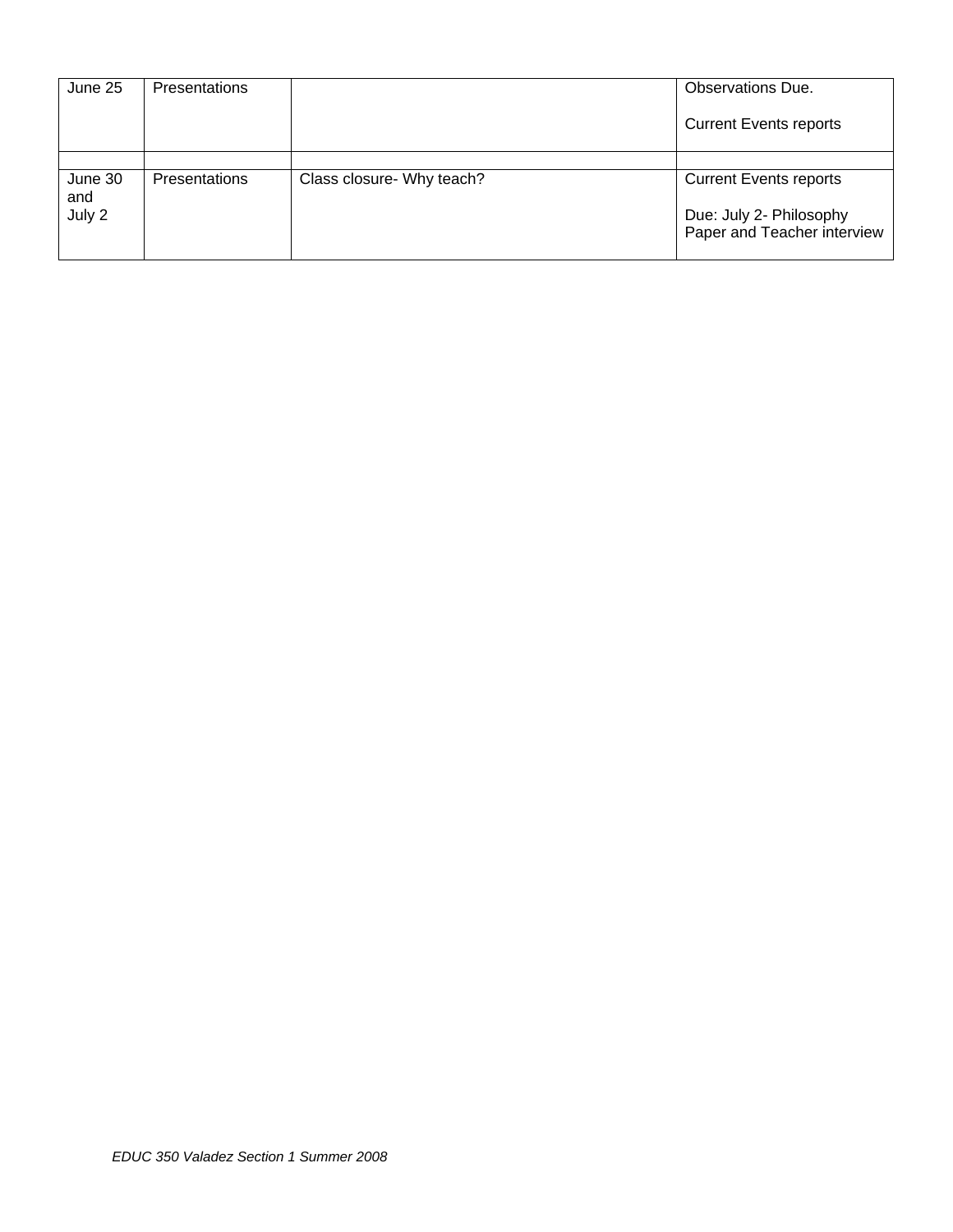| | | | |
|---|---|---|---|
| June 25 | Presentations | | Observations Due.<br><br>Current Events reports |
| | | | |
| June 30 and July 2 | Presentations | Class closure- Why teach? | Current Events reports<br><br>Due: July 2- Philosophy Paper and Teacher interview |